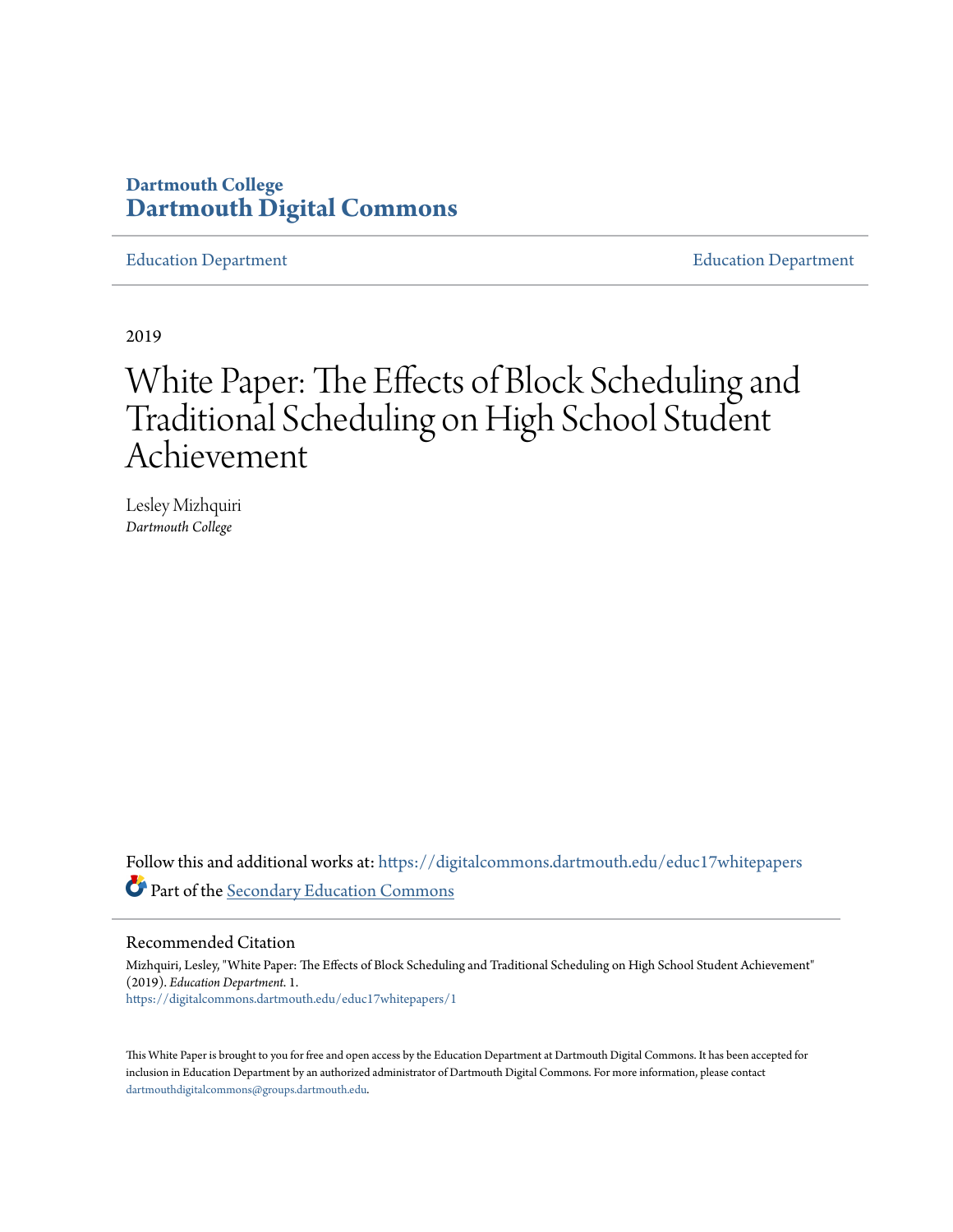**Dartmouth College**
**Dartmouth Digital Commons**

Education Department | Education Department

2019

# White Paper: The Effects of Block Scheduling and Traditional Scheduling on High School Student Achievement

Lesley Mizhquiri
*Dartmouth College*

Follow this and additional works at: https://digitalcommons.dartmouth.edu/educ17whitepapers

Part of the Secondary Education Commons

## Recommended Citation

Mizhquiri, Lesley, "White Paper: The Effects of Block Scheduling and Traditional Scheduling on High School Student Achievement" (2019). *Education Department*. 1.
https://digitalcommons.dartmouth.edu/educ17whitepapers/1

This White Paper is brought to you for free and open access by the Education Department at Dartmouth Digital Commons. It has been accepted for inclusion in Education Department by an authorized administrator of Dartmouth Digital Commons. For more information, please contact dartmouthdigitalcommons@groups.dartmouth.edu.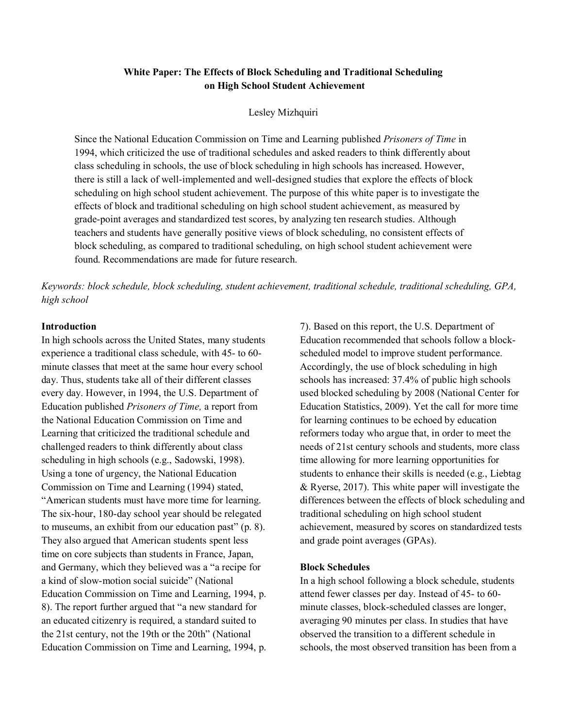**White Paper: The Effects of Block Scheduling and Traditional Scheduling on High School Student Achievement**

Lesley Mizhquiri

Since the National Education Commission on Time and Learning published *Prisoners of Time* in 1994, which criticized the use of traditional schedules and asked readers to think differently about class scheduling in schools, the use of block scheduling in high schools has increased. However, there is still a lack of well-implemented and well-designed studies that explore the effects of block scheduling on high school student achievement. The purpose of this white paper is to investigate the effects of block and traditional scheduling on high school student achievement, as measured by grade-point averages and standardized test scores, by analyzing ten research studies. Although teachers and students have generally positive views of block scheduling, no consistent effects of block scheduling, as compared to traditional scheduling, on high school student achievement were found. Recommendations are made for future research.

*Keywords: block schedule, block scheduling, student achievement, traditional schedule, traditional scheduling, GPA, high school*

**Introduction**

In high schools across the United States, many students experience a traditional class schedule, with 45- to 60-minute classes that meet at the same hour every school day. Thus, students take all of their different classes every day. However, in 1994, the U.S. Department of Education published *Prisoners of Time,* a report from the National Education Commission on Time and Learning that criticized the traditional schedule and challenged readers to think differently about class scheduling in high schools (e.g., Sadowski, 1998). Using a tone of urgency, the National Education Commission on Time and Learning (1994) stated, "American students must have more time for learning. The six-hour, 180-day school year should be relegated to museums, an exhibit from our education past" (p. 8). They also argued that American students spent less time on core subjects than students in France, Japan, and Germany, which they believed was a "a recipe for a kind of slow-motion social suicide" (National Education Commission on Time and Learning, 1994, p. 8). The report further argued that "a new standard for an educated citizenry is required, a standard suited to the 21st century, not the 19th or the 20th" (National Education Commission on Time and Learning, 1994, p. 7). Based on this report, the U.S. Department of Education recommended that schools follow a block-scheduled model to improve student performance. Accordingly, the use of block scheduling in high schools has increased: 37.4% of public high schools used blocked scheduling by 2008 (National Center for Education Statistics, 2009). Yet the call for more time for learning continues to be echoed by education reformers today who argue that, in order to meet the needs of 21st century schools and students, more class time allowing for more learning opportunities for students to enhance their skills is needed (e.g., Liebtag & Ryerse, 2017). This white paper will investigate the differences between the effects of block scheduling and traditional scheduling on high school student achievement, measured by scores on standardized tests and grade point averages (GPAs).

**Block Schedules**

In a high school following a block schedule, students attend fewer classes per day. Instead of 45- to 60-minute classes, block-scheduled classes are longer, averaging 90 minutes per class. In studies that have observed the transition to a different schedule in schools, the most observed transition has been from a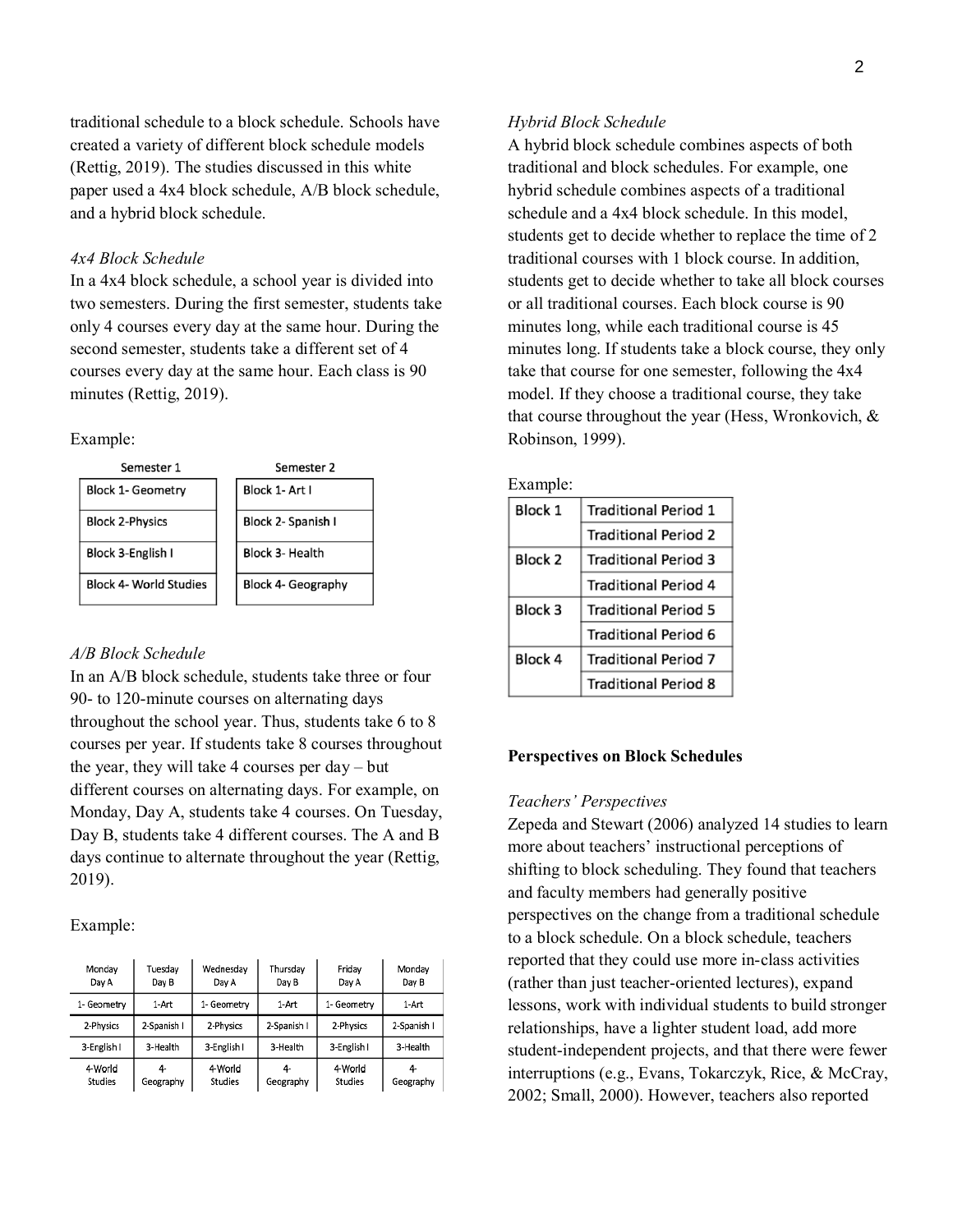traditional schedule to a block schedule. Schools have created a variety of different block schedule models (Rettig, 2019). The studies discussed in this white paper used a 4x4 block schedule, A/B block schedule, and a hybrid block schedule.

*4x4 Block Schedule*

In a 4x4 block schedule, a school year is divided into two semesters. During the first semester, students take only 4 courses every day at the same hour. During the second semester, students take a different set of 4 courses every day at the same hour. Each class is 90 minutes (Rettig, 2019).

Example:

| Semester 1 |
|---|
| Block 1- Geometry |
| Block 2-Physics |
| Block 3-English I |
| Block 4- World Studies |

| Semester 2 |
|---|
| Block 1- Art I |
| Block 2- Spanish I |
| Block 3- Health |
| Block 4- Geography |

*A/B Block Schedule*

In an A/B block schedule, students take three or four 90- to 120-minute courses on alternating days throughout the school year. Thus, students take 6 to 8 courses per year. If students take 8 courses throughout the year, they will take 4 courses per day – but different courses on alternating days. For example, on Monday, Day A, students take 4 courses. On Tuesday, Day B, students take 4 different courses. The A and B days continue to alternate throughout the year (Rettig, 2019).

Example:

| Monday Day A | Tuesday Day B | Wednesday Day A | Thursday Day B | Friday Day A | Monday Day B |
|---|---|---|---|---|---|
| 1- Geometry | 1-Art | 1- Geometry | 1-Art | 1- Geometry | 1-Art |
| 2-Physics | 2-Spanish I | 2-Physics | 2-Spanish I | 2-Physics | 2-Spanish I |
| 3-English I | 3-Health | 3-English I | 3-Health | 3-English I | 3-Health |
| 4-World Studies | 4- Geography | 4-World Studies | 4- Geography | 4-World Studies | 4- Geography |

*Hybrid Block Schedule*

A hybrid block schedule combines aspects of both traditional and block schedules. For example, one hybrid schedule combines aspects of a traditional schedule and a 4x4 block schedule. In this model, students get to decide whether to replace the time of 2 traditional courses with 1 block course. In addition, students get to decide whether to take all block courses or all traditional courses. Each block course is 90 minutes long, while each traditional course is 45 minutes long. If students take a block course, they only take that course for one semester, following the 4x4 model. If they choose a traditional course, they take that course throughout the year (Hess, Wronkovich, & Robinson, 1999).

Example:

| Block | Traditional |
|---|---|
| Block 1 | Traditional Period 1 |
| | Traditional Period 2 |
| Block 2 | Traditional Period 3 |
| | Traditional Period 4 |
| Block 3 | Traditional Period 5 |
| | Traditional Period 6 |
| Block 4 | Traditional Period 7 |
| | Traditional Period 8 |

**Perspectives on Block Schedules**

*Teachers' Perspectives*

Zepeda and Stewart (2006) analyzed 14 studies to learn more about teachers' instructional perceptions of shifting to block scheduling. They found that teachers and faculty members had generally positive perspectives on the change from a traditional schedule to a block schedule. On a block schedule, teachers reported that they could use more in-class activities (rather than just teacher-oriented lectures), expand lessons, work with individual students to build stronger relationships, have a lighter student load, add more student-independent projects, and that there were fewer interruptions (e.g., Evans, Tokarczyk, Rice, & McCray, 2002; Small, 2000). However, teachers also reported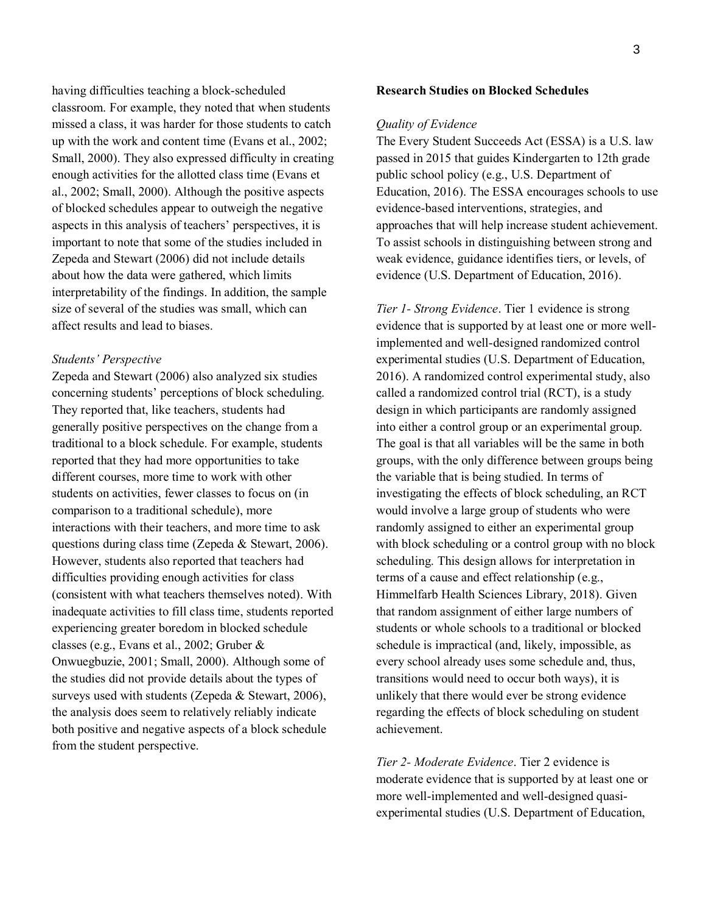having difficulties teaching a block-scheduled classroom. For example, they noted that when students missed a class, it was harder for those students to catch up with the work and content time (Evans et al., 2002; Small, 2000). They also expressed difficulty in creating enough activities for the allotted class time (Evans et al., 2002; Small, 2000). Although the positive aspects of blocked schedules appear to outweigh the negative aspects in this analysis of teachers' perspectives, it is important to note that some of the studies included in Zepeda and Stewart (2006) did not include details about how the data were gathered, which limits interpretability of the findings. In addition, the sample size of several of the studies was small, which can affect results and lead to biases.

### *Students' Perspective*

Zepeda and Stewart (2006) also analyzed six studies concerning students' perceptions of block scheduling. They reported that, like teachers, students had generally positive perspectives on the change from a traditional to a block schedule. For example, students reported that they had more opportunities to take different courses, more time to work with other students on activities, fewer classes to focus on (in comparison to a traditional schedule), more interactions with their teachers, and more time to ask questions during class time (Zepeda & Stewart, 2006). However, students also reported that teachers had difficulties providing enough activities for class (consistent with what teachers themselves noted). With inadequate activities to fill class time, students reported experiencing greater boredom in blocked schedule classes (e.g., Evans et al., 2002; Gruber & Onwuegbuzie, 2001; Small, 2000). Although some of the studies did not provide details about the types of surveys used with students (Zepeda & Stewart, 2006), the analysis does seem to relatively reliably indicate both positive and negative aspects of a block schedule from the student perspective.

## **Research Studies on Blocked Schedules**

### *Quality of Evidence*

The Every Student Succeeds Act (ESSA) is a U.S. law passed in 2015 that guides Kindergarten to 12th grade public school policy (e.g., U.S. Department of Education, 2016). The ESSA encourages schools to use evidence-based interventions, strategies, and approaches that will help increase student achievement. To assist schools in distinguishing between strong and weak evidence, guidance identifies tiers, or levels, of evidence (U.S. Department of Education, 2016).

*Tier 1- Strong Evidence*. Tier 1 evidence is strong evidence that is supported by at least one or more well-implemented and well-designed randomized control experimental studies (U.S. Department of Education, 2016). A randomized control experimental study, also called a randomized control trial (RCT), is a study design in which participants are randomly assigned into either a control group or an experimental group. The goal is that all variables will be the same in both groups, with the only difference between groups being the variable that is being studied. In terms of investigating the effects of block scheduling, an RCT would involve a large group of students who were randomly assigned to either an experimental group with block scheduling or a control group with no block scheduling. This design allows for interpretation in terms of a cause and effect relationship (e.g., Himmelfarb Health Sciences Library, 2018). Given that random assignment of either large numbers of students or whole schools to a traditional or blocked schedule is impractical (and, likely, impossible, as every school already uses some schedule and, thus, transitions would need to occur both ways), it is unlikely that there would ever be strong evidence regarding the effects of block scheduling on student achievement.

*Tier 2- Moderate Evidence*. Tier 2 evidence is moderate evidence that is supported by at least one or more well-implemented and well-designed quasi-experimental studies (U.S. Department of Education,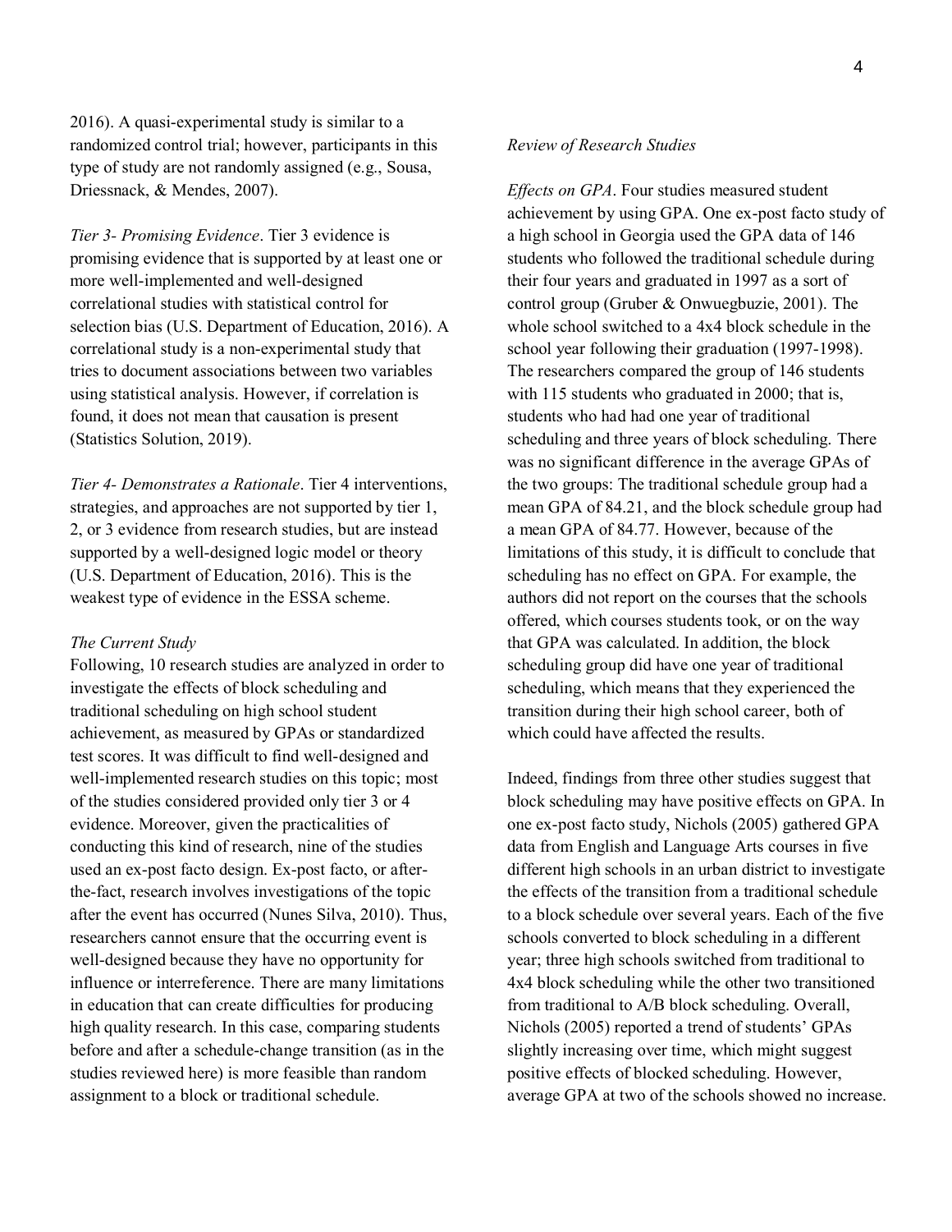2016). A quasi-experimental study is similar to a randomized control trial; however, participants in this type of study are not randomly assigned (e.g., Sousa, Driessnack, & Mendes, 2007).

*Tier 3- Promising Evidence*. Tier 3 evidence is promising evidence that is supported by at least one or more well-implemented and well-designed correlational studies with statistical control for selection bias (U.S. Department of Education, 2016). A correlational study is a non-experimental study that tries to document associations between two variables using statistical analysis. However, if correlation is found, it does not mean that causation is present (Statistics Solution, 2019).

*Tier 4- Demonstrates a Rationale*. Tier 4 interventions, strategies, and approaches are not supported by tier 1, 2, or 3 evidence from research studies, but are instead supported by a well-designed logic model or theory (U.S. Department of Education, 2016). This is the weakest type of evidence in the ESSA scheme.

*The Current Study*

Following, 10 research studies are analyzed in order to investigate the effects of block scheduling and traditional scheduling on high school student achievement, as measured by GPAs or standardized test scores. It was difficult to find well-designed and well-implemented research studies on this topic; most of the studies considered provided only tier 3 or 4 evidence. Moreover, given the practicalities of conducting this kind of research, nine of the studies used an ex-post facto design. Ex-post facto, or after-the-fact, research involves investigations of the topic after the event has occurred (Nunes Silva, 2010). Thus, researchers cannot ensure that the occurring event is well-designed because they have no opportunity for influence or interreference. There are many limitations in education that can create difficulties for producing high quality research. In this case, comparing students before and after a schedule-change transition (as in the studies reviewed here) is more feasible than random assignment to a block or traditional schedule.

*Review of Research Studies*

*Effects on GPA*. Four studies measured student achievement by using GPA. One ex-post facto study of a high school in Georgia used the GPA data of 146 students who followed the traditional schedule during their four years and graduated in 1997 as a sort of control group (Gruber & Onwuegbuzie, 2001). The whole school switched to a 4x4 block schedule in the school year following their graduation (1997-1998). The researchers compared the group of 146 students with 115 students who graduated in 2000; that is, students who had had one year of traditional scheduling and three years of block scheduling. There was no significant difference in the average GPAs of the two groups: The traditional schedule group had a mean GPA of 84.21, and the block schedule group had a mean GPA of 84.77. However, because of the limitations of this study, it is difficult to conclude that scheduling has no effect on GPA. For example, the authors did not report on the courses that the schools offered, which courses students took, or on the way that GPA was calculated. In addition, the block scheduling group did have one year of traditional scheduling, which means that they experienced the transition during their high school career, both of which could have affected the results.

Indeed, findings from three other studies suggest that block scheduling may have positive effects on GPA. In one ex-post facto study, Nichols (2005) gathered GPA data from English and Language Arts courses in five different high schools in an urban district to investigate the effects of the transition from a traditional schedule to a block schedule over several years. Each of the five schools converted to block scheduling in a different year; three high schools switched from traditional to 4x4 block scheduling while the other two transitioned from traditional to A/B block scheduling. Overall, Nichols (2005) reported a trend of students' GPAs slightly increasing over time, which might suggest positive effects of blocked scheduling. However, average GPA at two of the schools showed no increase.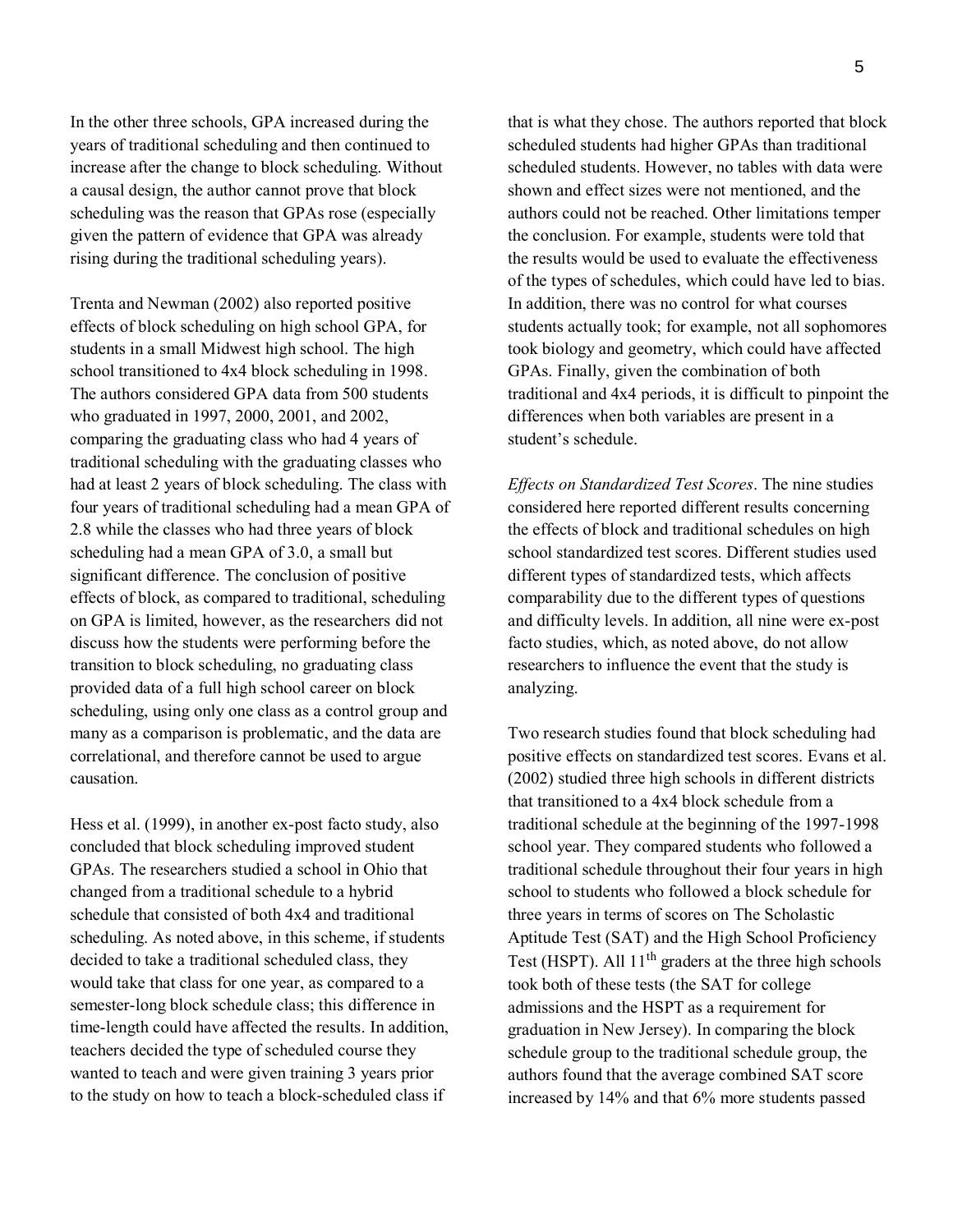In the other three schools, GPA increased during the years of traditional scheduling and then continued to increase after the change to block scheduling. Without a causal design, the author cannot prove that block scheduling was the reason that GPAs rose (especially given the pattern of evidence that GPA was already rising during the traditional scheduling years).

Trenta and Newman (2002) also reported positive effects of block scheduling on high school GPA, for students in a small Midwest high school. The high school transitioned to 4x4 block scheduling in 1998. The authors considered GPA data from 500 students who graduated in 1997, 2000, 2001, and 2002, comparing the graduating class who had 4 years of traditional scheduling with the graduating classes who had at least 2 years of block scheduling. The class with four years of traditional scheduling had a mean GPA of 2.8 while the classes who had three years of block scheduling had a mean GPA of 3.0, a small but significant difference. The conclusion of positive effects of block, as compared to traditional, scheduling on GPA is limited, however, as the researchers did not discuss how the students were performing before the transition to block scheduling, no graduating class provided data of a full high school career on block scheduling, using only one class as a control group and many as a comparison is problematic, and the data are correlational, and therefore cannot be used to argue causation.

Hess et al. (1999), in another ex-post facto study, also concluded that block scheduling improved student GPAs. The researchers studied a school in Ohio that changed from a traditional schedule to a hybrid schedule that consisted of both 4x4 and traditional scheduling. As noted above, in this scheme, if students decided to take a traditional scheduled class, they would take that class for one year, as compared to a semester-long block schedule class; this difference in time-length could have affected the results. In addition, teachers decided the type of scheduled course they wanted to teach and were given training 3 years prior to the study on how to teach a block-scheduled class if that is what they chose. The authors reported that block scheduled students had higher GPAs than traditional scheduled students. However, no tables with data were shown and effect sizes were not mentioned, and the authors could not be reached. Other limitations temper the conclusion. For example, students were told that the results would be used to evaluate the effectiveness of the types of schedules, which could have led to bias. In addition, there was no control for what courses students actually took; for example, not all sophomores took biology and geometry, which could have affected GPAs. Finally, given the combination of both traditional and 4x4 periods, it is difficult to pinpoint the differences when both variables are present in a student's schedule.

*Effects on Standardized Test Scores*. The nine studies considered here reported different results concerning the effects of block and traditional schedules on high school standardized test scores. Different studies used different types of standardized tests, which affects comparability due to the different types of questions and difficulty levels. In addition, all nine were ex-post facto studies, which, as noted above, do not allow researchers to influence the event that the study is analyzing.

Two research studies found that block scheduling had positive effects on standardized test scores. Evans et al. (2002) studied three high schools in different districts that transitioned to a 4x4 block schedule from a traditional schedule at the beginning of the 1997-1998 school year. They compared students who followed a traditional schedule throughout their four years in high school to students who followed a block schedule for three years in terms of scores on The Scholastic Aptitude Test (SAT) and the High School Proficiency Test (HSPT). All 11$^{th}$ graders at the three high schools took both of these tests (the SAT for college admissions and the HSPT as a requirement for graduation in New Jersey). In comparing the block schedule group to the traditional schedule group, the authors found that the average combined SAT score increased by 14% and that 6% more students passed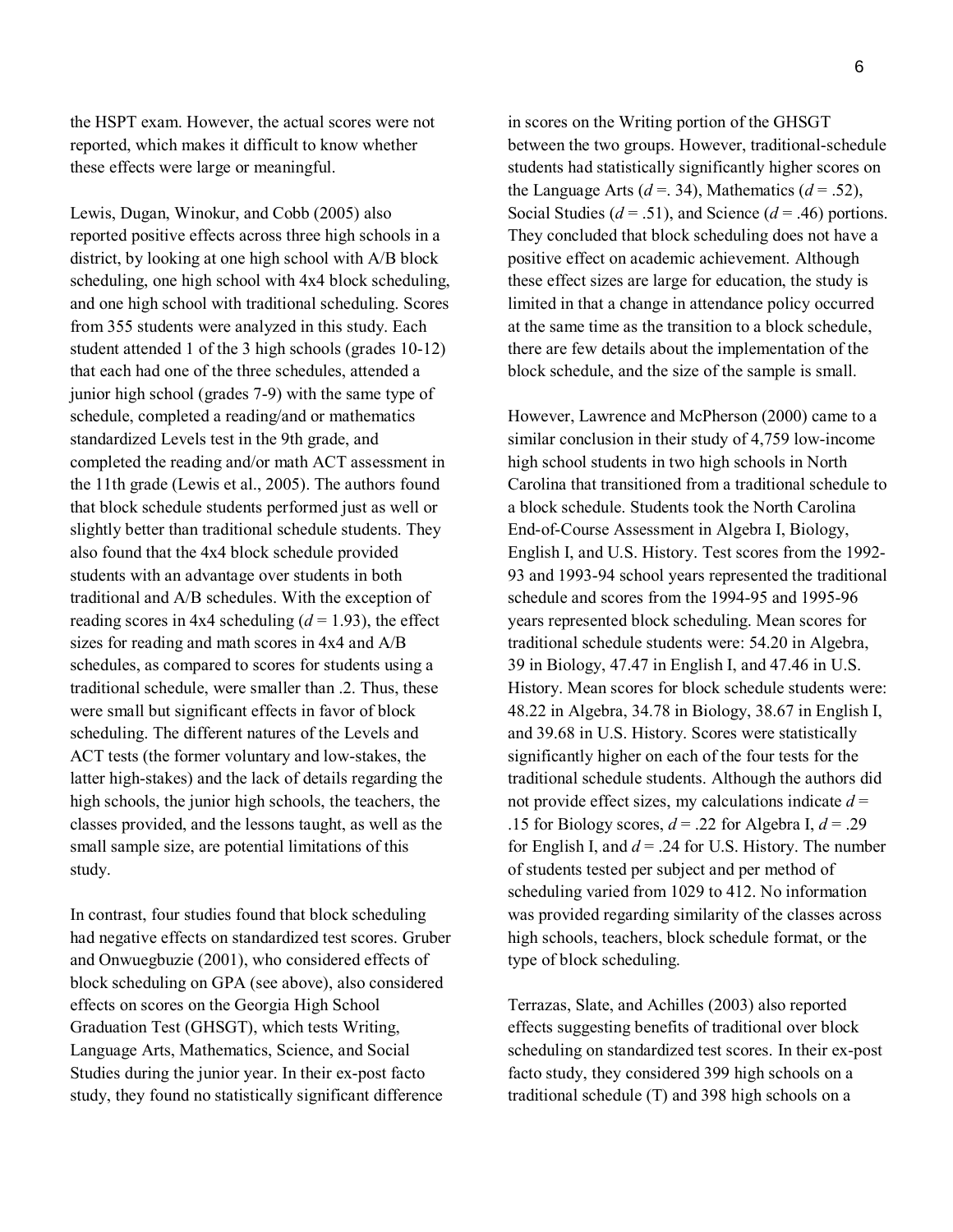the HSPT exam. However, the actual scores were not reported, which makes it difficult to know whether these effects were large or meaningful.

Lewis, Dugan, Winokur, and Cobb (2005) also reported positive effects across three high schools in a district, by looking at one high school with A/B block scheduling, one high school with 4x4 block scheduling, and one high school with traditional scheduling. Scores from 355 students were analyzed in this study. Each student attended 1 of the 3 high schools (grades 10-12) that each had one of the three schedules, attended a junior high school (grades 7-9) with the same type of schedule, completed a reading/and or mathematics standardized Levels test in the 9th grade, and completed the reading and/or math ACT assessment in the 11th grade (Lewis et al., 2005). The authors found that block schedule students performed just as well or slightly better than traditional schedule students. They also found that the 4x4 block schedule provided students with an advantage over students in both traditional and A/B schedules. With the exception of reading scores in 4x4 scheduling ($d$ = 1.93), the effect sizes for reading and math scores in 4x4 and A/B schedules, as compared to scores for students using a traditional schedule, were smaller than .2. Thus, these were small but significant effects in favor of block scheduling. The different natures of the Levels and ACT tests (the former voluntary and low-stakes, the latter high-stakes) and the lack of details regarding the high schools, the junior high schools, the teachers, the classes provided, and the lessons taught, as well as the small sample size, are potential limitations of this study.

In contrast, four studies found that block scheduling had negative effects on standardized test scores. Gruber and Onwuegbuzie (2001), who considered effects of block scheduling on GPA (see above), also considered effects on scores on the Georgia High School Graduation Test (GHSGT), which tests Writing, Language Arts, Mathematics, Science, and Social Studies during the junior year. In their ex-post facto study, they found no statistically significant difference in scores on the Writing portion of the GHSGT between the two groups. However, traditional-schedule students had statistically significantly higher scores on the Language Arts ($d$ =. 34), Mathematics ($d$ = .52), Social Studies ($d$ = .51), and Science ($d$ = .46) portions. They concluded that block scheduling does not have a positive effect on academic achievement. Although these effect sizes are large for education, the study is limited in that a change in attendance policy occurred at the same time as the transition to a block schedule, there are few details about the implementation of the block schedule, and the size of the sample is small.

However, Lawrence and McPherson (2000) came to a similar conclusion in their study of 4,759 low-income high school students in two high schools in North Carolina that transitioned from a traditional schedule to a block schedule. Students took the North Carolina End-of-Course Assessment in Algebra I, Biology, English I, and U.S. History. Test scores from the 1992-93 and 1993-94 school years represented the traditional schedule and scores from the 1994-95 and 1995-96 years represented block scheduling. Mean scores for traditional schedule students were: 54.20 in Algebra, 39 in Biology, 47.47 in English I, and 47.46 in U.S. History. Mean scores for block schedule students were: 48.22 in Algebra, 34.78 in Biology, 38.67 in English I, and 39.68 in U.S. History. Scores were statistically significantly higher on each of the four tests for the traditional schedule students. Although the authors did not provide effect sizes, my calculations indicate $d$ = .15 for Biology scores, $d$ = .22 for Algebra I, $d$ = .29 for English I, and $d$ = .24 for U.S. History. The number of students tested per subject and per method of scheduling varied from 1029 to 412. No information was provided regarding similarity of the classes across high schools, teachers, block schedule format, or the type of block scheduling.

Terrazas, Slate, and Achilles (2003) also reported effects suggesting benefits of traditional over block scheduling on standardized test scores. In their ex-post facto study, they considered 399 high schools on a traditional schedule (T) and 398 high schools on a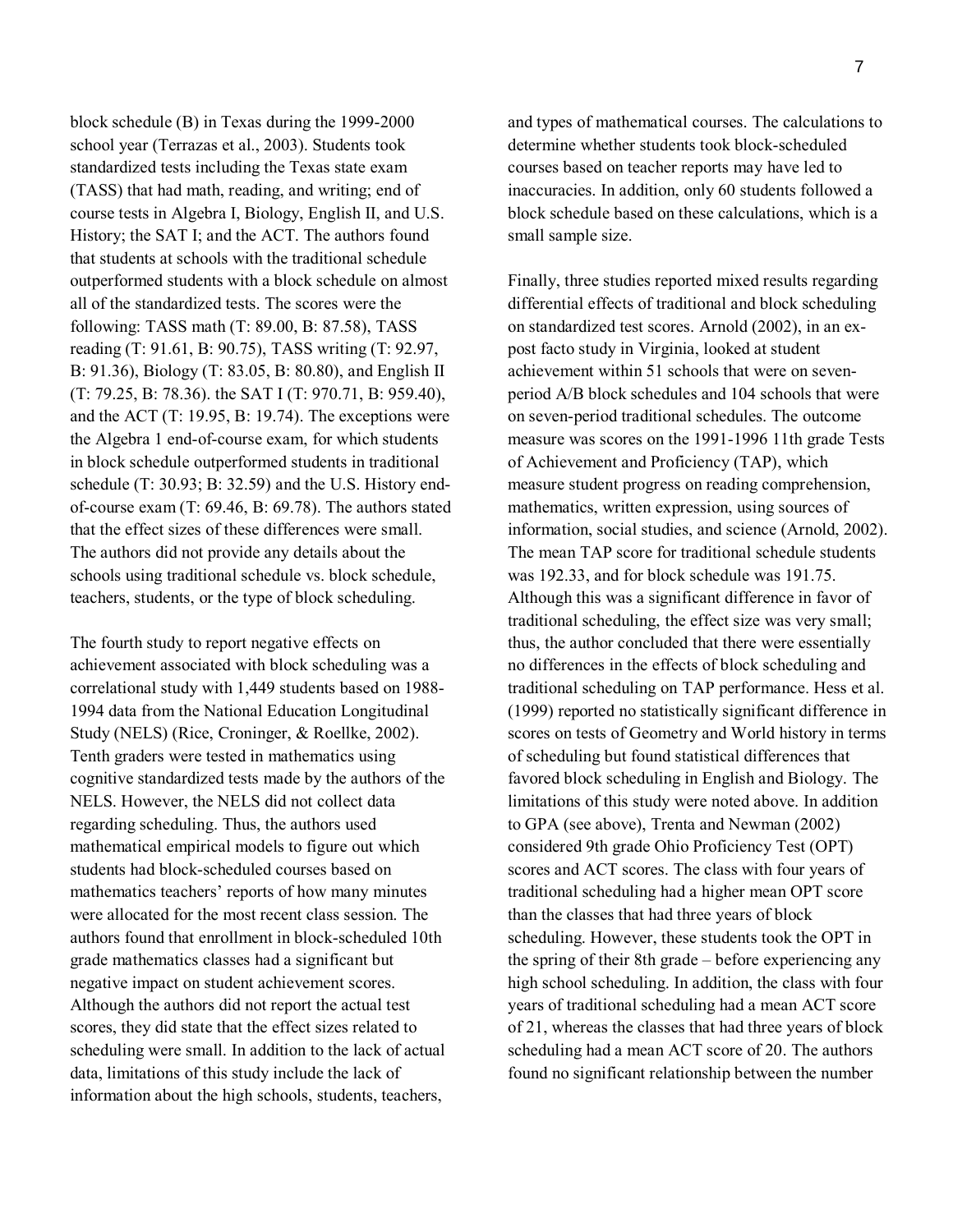block schedule (B) in Texas during the 1999-2000 school year (Terrazas et al., 2003). Students took standardized tests including the Texas state exam (TASS) that had math, reading, and writing; end of course tests in Algebra I, Biology, English II, and U.S. History; the SAT I; and the ACT. The authors found that students at schools with the traditional schedule outperformed students with a block schedule on almost all of the standardized tests. The scores were the following: TASS math (T: 89.00, B: 87.58), TASS reading (T: 91.61, B: 90.75), TASS writing (T: 92.97, B: 91.36), Biology (T: 83.05, B: 80.80), and English II (T: 79.25, B: 78.36). the SAT I (T: 970.71, B: 959.40), and the ACT (T: 19.95, B: 19.74). The exceptions were the Algebra 1 end-of-course exam, for which students in block schedule outperformed students in traditional schedule (T: 30.93; B: 32.59) and the U.S. History end-of-course exam (T: 69.46, B: 69.78). The authors stated that the effect sizes of these differences were small. The authors did not provide any details about the schools using traditional schedule vs. block schedule, teachers, students, or the type of block scheduling.

The fourth study to report negative effects on achievement associated with block scheduling was a correlational study with 1,449 students based on 1988-1994 data from the National Education Longitudinal Study (NELS) (Rice, Croninger, & Roellke, 2002). Tenth graders were tested in mathematics using cognitive standardized tests made by the authors of the NELS. However, the NELS did not collect data regarding scheduling. Thus, the authors used mathematical empirical models to figure out which students had block-scheduled courses based on mathematics teachers' reports of how many minutes were allocated for the most recent class session. The authors found that enrollment in block-scheduled 10th grade mathematics classes had a significant but negative impact on student achievement scores. Although the authors did not report the actual test scores, they did state that the effect sizes related to scheduling were small. In addition to the lack of actual data, limitations of this study include the lack of information about the high schools, students, teachers, and types of mathematical courses. The calculations to determine whether students took block-scheduled courses based on teacher reports may have led to inaccuracies. In addition, only 60 students followed a block schedule based on these calculations, which is a small sample size.

Finally, three studies reported mixed results regarding differential effects of traditional and block scheduling on standardized test scores. Arnold (2002), in an ex-post facto study in Virginia, looked at student achievement within 51 schools that were on seven-period A/B block schedules and 104 schools that were on seven-period traditional schedules. The outcome measure was scores on the 1991-1996 11th grade Tests of Achievement and Proficiency (TAP), which measure student progress on reading comprehension, mathematics, written expression, using sources of information, social studies, and science (Arnold, 2002). The mean TAP score for traditional schedule students was 192.33, and for block schedule was 191.75. Although this was a significant difference in favor of traditional scheduling, the effect size was very small; thus, the author concluded that there were essentially no differences in the effects of block scheduling and traditional scheduling on TAP performance. Hess et al. (1999) reported no statistically significant difference in scores on tests of Geometry and World history in terms of scheduling but found statistical differences that favored block scheduling in English and Biology. The limitations of this study were noted above. In addition to GPA (see above), Trenta and Newman (2002) considered 9th grade Ohio Proficiency Test (OPT) scores and ACT scores. The class with four years of traditional scheduling had a higher mean OPT score than the classes that had three years of block scheduling. However, these students took the OPT in the spring of their 8th grade – before experiencing any high school scheduling. In addition, the class with four years of traditional scheduling had a mean ACT score of 21, whereas the classes that had three years of block scheduling had a mean ACT score of 20. The authors found no significant relationship between the number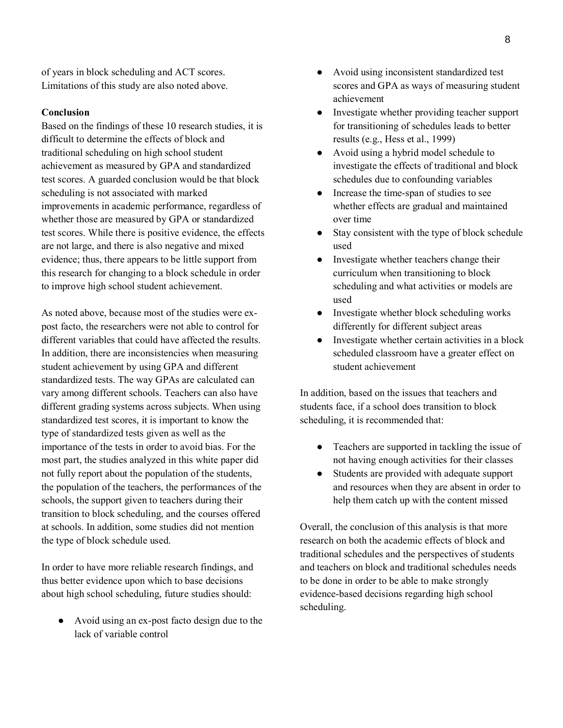of years in block scheduling and ACT scores. Limitations of this study are also noted above.

**Conclusion**

Based on the findings of these 10 research studies, it is difficult to determine the effects of block and traditional scheduling on high school student achievement as measured by GPA and standardized test scores. A guarded conclusion would be that block scheduling is not associated with marked improvements in academic performance, regardless of whether those are measured by GPA or standardized test scores. While there is positive evidence, the effects are not large, and there is also negative and mixed evidence; thus, there appears to be little support from this research for changing to a block schedule in order to improve high school student achievement.

As noted above, because most of the studies were ex-post facto, the researchers were not able to control for different variables that could have affected the results. In addition, there are inconsistencies when measuring student achievement by using GPA and different standardized tests. The way GPAs are calculated can vary among different schools. Teachers can also have different grading systems across subjects. When using standardized test scores, it is important to know the type of standardized tests given as well as the importance of the tests in order to avoid bias. For the most part, the studies analyzed in this white paper did not fully report about the population of the students, the population of the teachers, the performances of the schools, the support given to teachers during their transition to block scheduling, and the courses offered at schools. In addition, some studies did not mention the type of block schedule used.

In order to have more reliable research findings, and thus better evidence upon which to base decisions about high school scheduling, future studies should:

- Avoid using an ex-post facto design due to the lack of variable control
- Avoid using inconsistent standardized test scores and GPA as ways of measuring student achievement
- Investigate whether providing teacher support for transitioning of schedules leads to better results (e.g., Hess et al., 1999)
- Avoid using a hybrid model schedule to investigate the effects of traditional and block schedules due to confounding variables
- Increase the time-span of studies to see whether effects are gradual and maintained over time
- Stay consistent with the type of block schedule used
- Investigate whether teachers change their curriculum when transitioning to block scheduling and what activities or models are used
- Investigate whether block scheduling works differently for different subject areas
- Investigate whether certain activities in a block scheduled classroom have a greater effect on student achievement

In addition, based on the issues that teachers and students face, if a school does transition to block scheduling, it is recommended that:

- Teachers are supported in tackling the issue of not having enough activities for their classes
- Students are provided with adequate support and resources when they are absent in order to help them catch up with the content missed

Overall, the conclusion of this analysis is that more research on both the academic effects of block and traditional schedules and the perspectives of students and teachers on block and traditional schedules needs to be done in order to be able to make strongly evidence-based decisions regarding high school scheduling.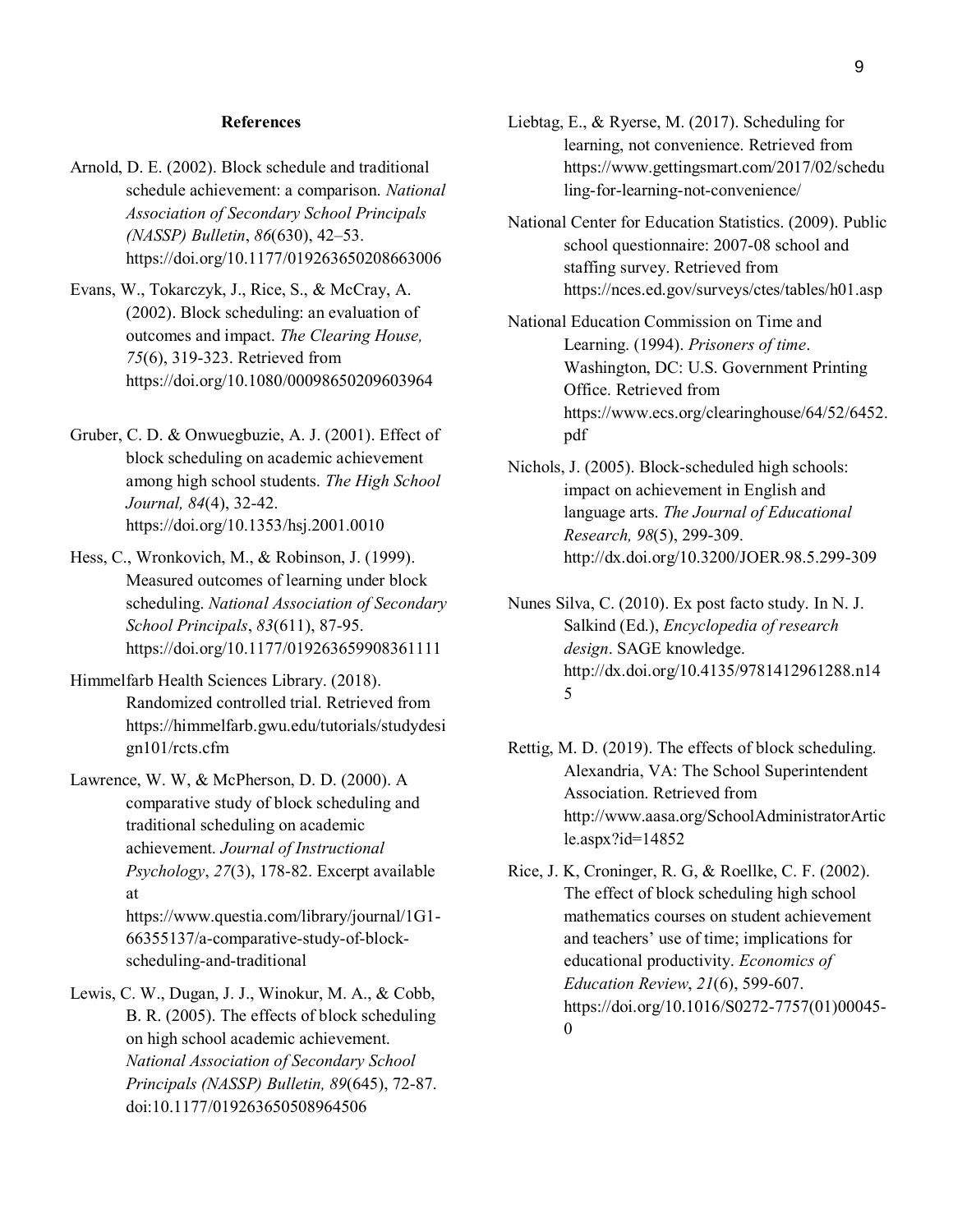## References

Arnold, D. E. (2002). Block schedule and traditional schedule achievement: a comparison. *National Association of Secondary School Principals (NASSP) Bulletin*, *86*(630), 42–53. https://doi.org/10.1177/019263650208663006

Evans, W., Tokarczyk, J., Rice, S., & McCray, A. (2002). Block scheduling: an evaluation of outcomes and impact. *The Clearing House, 75*(6), 319-323. Retrieved from https://doi.org/10.1080/00098650209603964

Gruber, C. D. & Onwuegbuzie, A. J. (2001). Effect of block scheduling on academic achievement among high school students. *The High School Journal, 84*(4), 32-42. https://doi.org/10.1353/hsj.2001.0010

Hess, C., Wronkovich, M., & Robinson, J. (1999). Measured outcomes of learning under block scheduling. *National Association of Secondary School Principals*, *83*(611), 87-95. https://doi.org/10.1177/019263659908361111

Himmelfarb Health Sciences Library. (2018). Randomized controlled trial. Retrieved from https://himmelfarb.gwu.edu/tutorials/studydesign101/rcts.cfm

Lawrence, W. W, & McPherson, D. D. (2000). A comparative study of block scheduling and traditional scheduling on academic achievement. *Journal of Instructional Psychology*, *27*(3), 178-82. Excerpt available at https://www.questia.com/library/journal/1G1-66355137/a-comparative-study-of-block-scheduling-and-traditional

Lewis, C. W., Dugan, J. J., Winokur, M. A., & Cobb, B. R. (2005). The effects of block scheduling on high school academic achievement. *National Association of Secondary School Principals (NASSP) Bulletin, 89*(645), 72-87. doi:10.1177/019263650508964506

Liebtag, E., & Ryerse, M. (2017). Scheduling for learning, not convenience. Retrieved from https://www.gettingsmart.com/2017/02/scheduling-for-learning-not-convenience/

National Center for Education Statistics. (2009). Public school questionnaire: 2007-08 school and staffing survey. Retrieved from https://nces.ed.gov/surveys/ctes/tables/h01.asp

National Education Commission on Time and Learning. (1994). *Prisoners of time*. Washington, DC: U.S. Government Printing Office. Retrieved from https://www.ecs.org/clearinghouse/64/52/6452.pdf

Nichols, J. (2005). Block-scheduled high schools: impact on achievement in English and language arts. *The Journal of Educational Research, 98*(5), 299-309. http://dx.doi.org/10.3200/JOER.98.5.299-309

Nunes Silva, C. (2010). Ex post facto study. In N. J. Salkind (Ed.), *Encyclopedia of research design*. SAGE knowledge. http://dx.doi.org/10.4135/9781412961288.n145

Rettig, M. D. (2019). The effects of block scheduling. Alexandria, VA: The School Superintendent Association. Retrieved from http://www.aasa.org/SchoolAdministratorArticle.aspx?id=14852

Rice, J. K, Croninger, R. G, & Roellke, C. F. (2002). The effect of block scheduling high school mathematics courses on student achievement and teachers' use of time; implications for educational productivity. *Economics of Education Review*, *21*(6), 599-607. https://doi.org/10.1016/S0272-7757(01)00045-0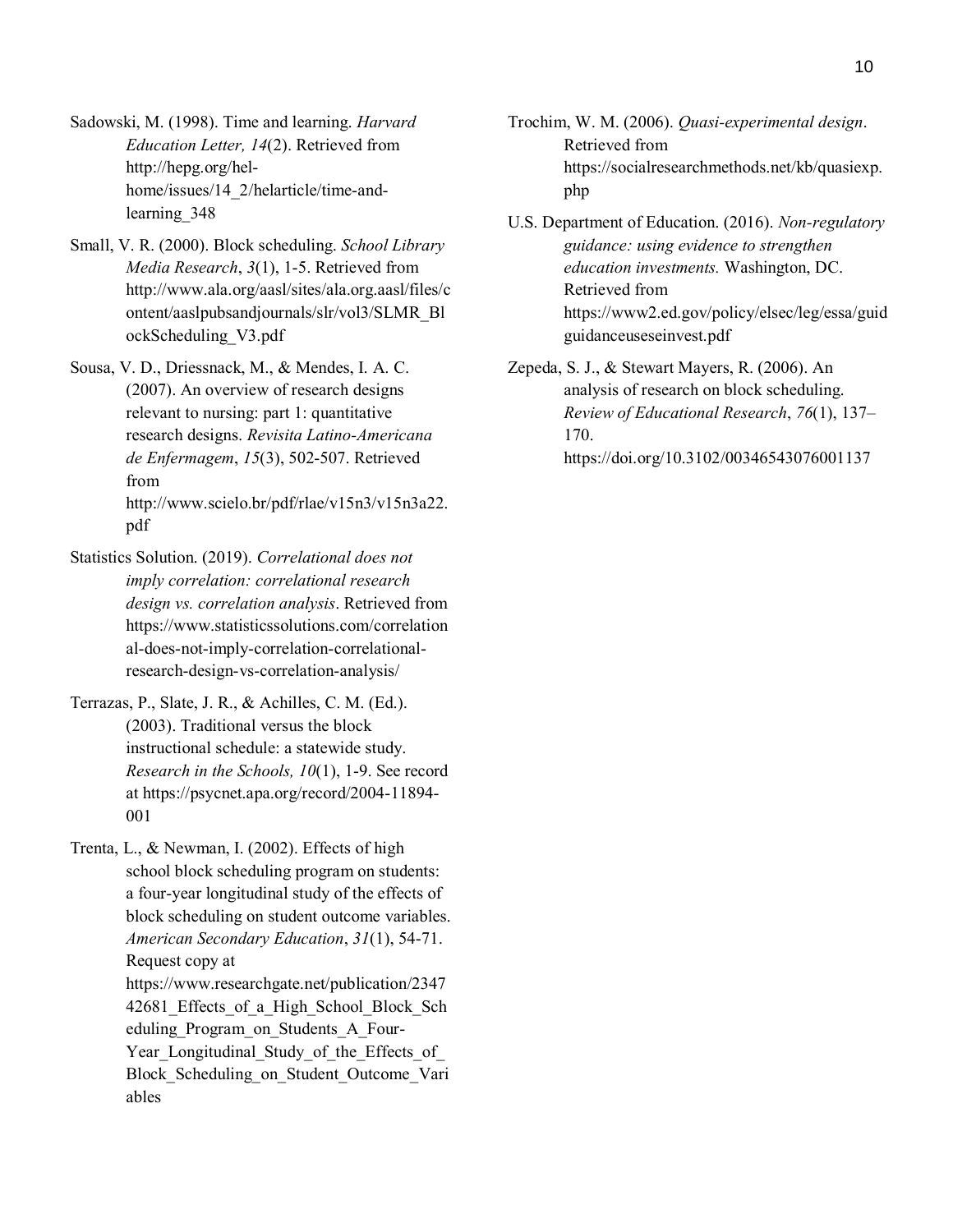Sadowski, M. (1998). Time and learning. *Harvard Education Letter, 14*(2). Retrieved from http://hepg.org/hel-home/issues/14_2/helarticle/time-and-learning_348

Small, V. R. (2000). Block scheduling. *School Library Media Research*, *3*(1), 1-5. Retrieved from http://www.ala.org/aasl/sites/ala.org.aasl/files/content/aaslpubsandjournals/slr/vol3/SLMR_BlockScheduling_V3.pdf

Sousa, V. D., Driessnack, M., & Mendes, I. A. C. (2007). An overview of research designs relevant to nursing: part 1: quantitative research designs. *Revisita Latino-Americana de Enfermagem*, *15*(3), 502-507. Retrieved from http://www.scielo.br/pdf/rlae/v15n3/v15n3a22.pdf

Statistics Solution. (2019). *Correlational does not imply correlation: correlational research design vs. correlation analysis*. Retrieved from https://www.statisticssolutions.com/correlational-does-not-imply-correlation-correlational-research-design-vs-correlation-analysis/

Terrazas, P., Slate, J. R., & Achilles, C. M. (Ed.). (2003). Traditional versus the block instructional schedule: a statewide study. *Research in the Schools, 10*(1), 1-9. See record at https://psycnet.apa.org/record/2004-11894-001

Trenta, L., & Newman, I. (2002). Effects of high school block scheduling program on students: a four-year longitudinal study of the effects of block scheduling on student outcome variables. *American Secondary Education*, *31*(1), 54-71. Request copy at https://www.researchgate.net/publication/234742681_Effects_of_a_High_School_Block_Scheduling_Program_on_Students_A_Four-Year_Longitudinal_Study_of_the_Effects_of_Block_Scheduling_on_Student_Outcome_Variables

Trochim, W. M. (2006). *Quasi-experimental design*. Retrieved from https://socialresearchmethods.net/kb/quasiexp.php

U.S. Department of Education. (2016). *Non-regulatory guidance: using evidence to strengthen education investments.* Washington, DC. Retrieved from https://www2.ed.gov/policy/elsec/leg/essa/guidguidanceuseseinvest.pdf

Zepeda, S. J., & Stewart Mayers, R. (2006). An analysis of research on block scheduling. *Review of Educational Research*, *76*(1), 137–170. https://doi.org/10.3102/00346543076001137